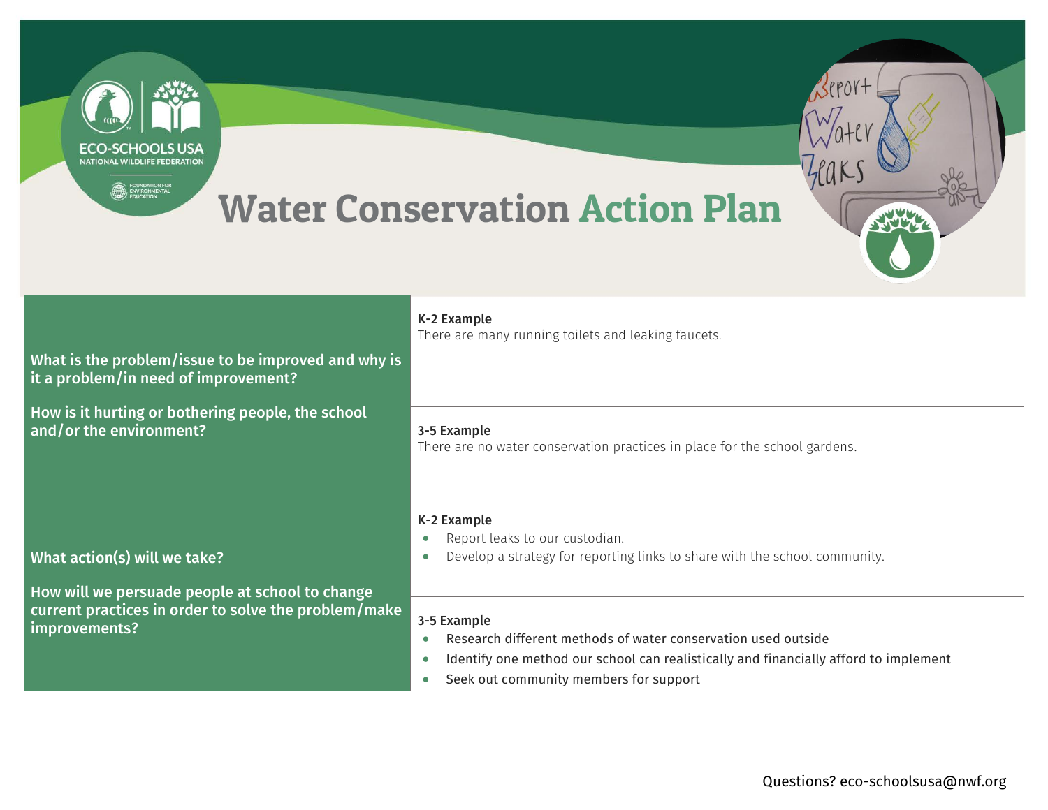# Water Conservation Action Plan

| | |
|---|---|
| **What is the problem/issue to be improved and why is it a problem/in need of improvement?**<br><br>**How is it hurting or bothering people, the school and/or the environment?** | **K-2 Example**<br>There are many running toilets and leaking faucets. |
| | **3-5 Example**<br>There are no water conservation practices in place for the school gardens. |
| **What action(s) will we take?**<br><br>**How will we persuade people at school to change current practices in order to solve the problem/make improvements?** | **K-2 Example**<br>• Report leaks to our custodian.<br>• Develop a strategy for reporting links to share with the school community. |
| | **3-5 Example**<br>• Research different methods of water conservation used outside<br>• Identify one method our school can realistically and financially afford to implement<br>• Seek out community members for support |

Questions? eco-schoolsusa@nwf.org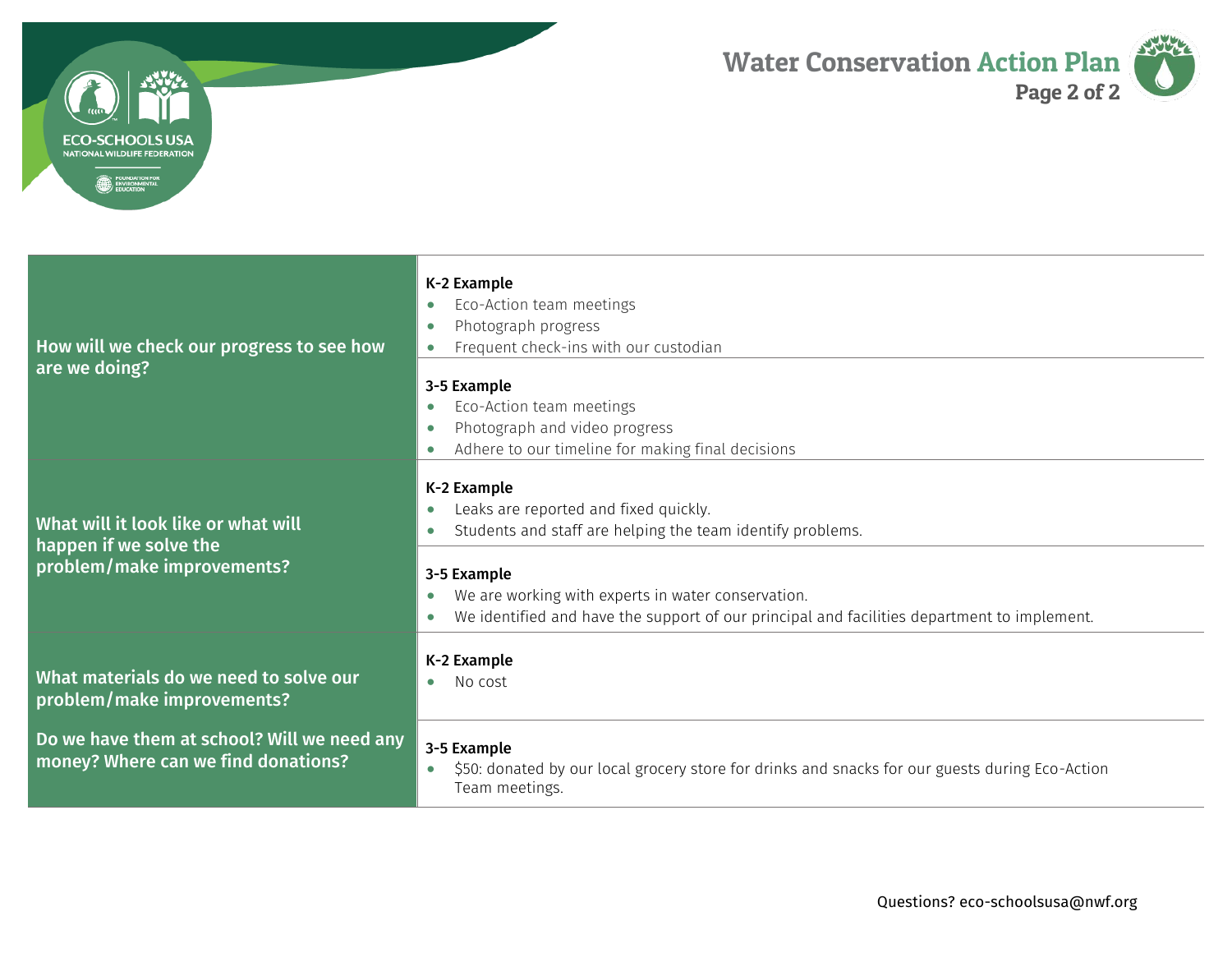# Water Conservation Action Plan

| | |
|---|---|
| **How will we check our progress to see how are we doing?** | **K-2 Example**<br>• Eco-Action team meetings<br>• Photograph progress<br>• Frequent check-ins with our custodian |
| | **3-5 Example**<br>• Eco-Action team meetings<br>• Photograph and video progress<br>• Adhere to our timeline for making final decisions |
| **What will it look like or what will happen if we solve the problem/make improvements?** | **K-2 Example**<br>• Leaks are reported and fixed quickly.<br>• Students and staff are helping the team identify problems. |
| | **3-5 Example**<br>• We are working with experts in water conservation.<br>• We identified and have the support of our principal and facilities department to implement. |
| **What materials do we need to solve our problem/make improvements?**<br><br>**Do we have them at school? Will we need any money? Where can we find donations?** | **K-2 Example**<br>• No cost |
| | **3-5 Example**<br>• $50: donated by our local grocery store for drinks and snacks for our guests during Eco-Action Team meetings. |

Questions? eco-schoolsusa@nwf.org